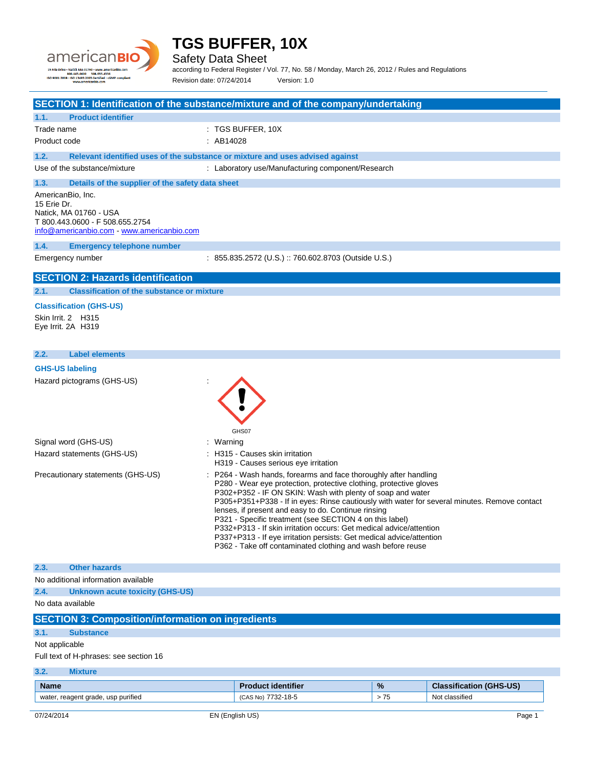# TGS BUFFER, 10X

Safety Data Sheet

according to Federal Register / Vol. 77, No. 58 / Monday, March 26, 2012 / Rules and Regulations

Revision date: 07/24/2014 Version: 1.0

## SECTION 1: Identification of the substance/mixture and of the company/undertaking

### 1.1. Product identifier

Trade name : TGS BUFFER, 10X

Product code : AB14028

### 1.2. Relevant identified uses of the substance or mixture and uses advised against

Use of the substance/mixture : Laboratory use/Manufacturing component/Research

### 1.3. Details of the supplier of the safety data sheet

AmericanBio, Inc.
15 Erie Dr.
Natick, MA 01760 - USA
T 800.443.0600 - F 508.655.2754
info@americanbio.com - www.americanbio.com

### 1.4. Emergency telephone number

Emergency number : 855.835.2572 (U.S.) :: 760.602.8703 (Outside U.S.)

## SECTION 2: Hazards identification

### 2.1. Classification of the substance or mixture

**Classification (GHS-US)**

Skin Irrit. 2 H315
Eye Irrit. 2A H319

### 2.2. Label elements

**GHS-US labeling**

Hazard pictograms (GHS-US) :

GHS07

Signal word (GHS-US) : Warning

Hazard statements (GHS-US) : H315 - Causes skin irritation
H319 - Causes serious eye irritation

Precautionary statements (GHS-US) : P264 - Wash hands, forearms and face thoroughly after handling
P280 - Wear eye protection, protective clothing, protective gloves
P302+P352 - IF ON SKIN: Wash with plenty of soap and water
P305+P351+P338 - If in eyes: Rinse cautiously with water for several minutes. Remove contact lenses, if present and easy to do. Continue rinsing
P321 - Specific treatment (see SECTION 4 on this label)
P332+P313 - If skin irritation occurs: Get medical advice/attention
P337+P313 - If eye irritation persists: Get medical advice/attention
P362 - Take off contaminated clothing and wash before reuse

### 2.3. Other hazards

No additional information available

### 2.4. Unknown acute toxicity (GHS-US)

No data available

## SECTION 3: Composition/information on ingredients

### 3.1. Substance

Not applicable

Full text of H-phrases: see section 16

### 3.2. Mixture

| Name | Product identifier | % | Classification (GHS-US) |
|---|---|---|---|
| water, reagent grade, usp purified | (CAS No) 7732-18-5 | > 75 | Not classified |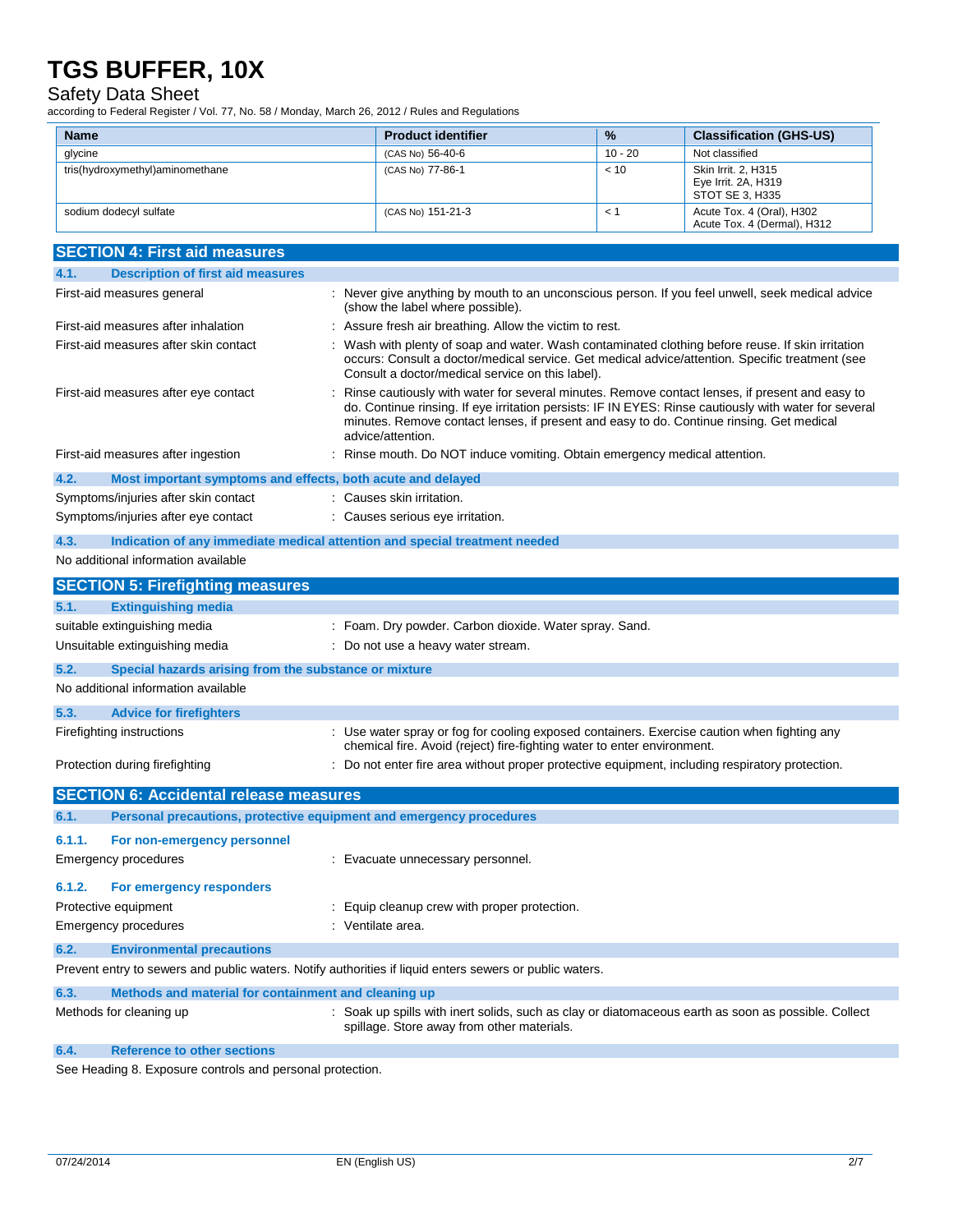| Name | Product identifier | % | Classification (GHS-US) |
|---|---|---|---|
| glycine | (CAS No) 56-40-6 | 10 - 20 | Not classified |
| tris(hydroxymethyl)aminomethane | (CAS No) 77-86-1 | < 10 | Skin Irrit. 2, H315<br>Eye Irrit. 2A, H319<br>STOT SE 3, H335 |
| sodium dodecyl sulfate | (CAS No) 151-21-3 | < 1 | Acute Tox. 4 (Oral), H302<br>Acute Tox. 4 (Dermal), H312 |

## SECTION 4: First aid measures

### 4.1. Description of first aid measures

First-aid measures general : Never give anything by mouth to an unconscious person. If you feel unwell, seek medical advice (show the label where possible).

First-aid measures after inhalation : Assure fresh air breathing. Allow the victim to rest.

First-aid measures after skin contact : Wash with plenty of soap and water. Wash contaminated clothing before reuse. If skin irritation occurs: Consult a doctor/medical service. Get medical advice/attention. Specific treatment (see Consult a doctor/medical service on this label).

First-aid measures after eye contact : Rinse cautiously with water for several minutes. Remove contact lenses, if present and easy to do. Continue rinsing. If eye irritation persists: IF IN EYES: Rinse cautiously with water for several minutes. Remove contact lenses, if present and easy to do. Continue rinsing. Get medical advice/attention.

First-aid measures after ingestion : Rinse mouth. Do NOT induce vomiting. Obtain emergency medical attention.

### 4.2. Most important symptoms and effects, both acute and delayed

Symptoms/injuries after skin contact : Causes skin irritation.

Symptoms/injuries after eye contact : Causes serious eye irritation.

### 4.3. Indication of any immediate medical attention and special treatment needed

No additional information available

## SECTION 5: Firefighting measures

### 5.1. Extinguishing media

suitable extinguishing media : Foam. Dry powder. Carbon dioxide. Water spray. Sand.

Unsuitable extinguishing media : Do not use a heavy water stream.

### 5.2. Special hazards arising from the substance or mixture

No additional information available

### 5.3. Advice for firefighters

Firefighting instructions : Use water spray or fog for cooling exposed containers. Exercise caution when fighting any chemical fire. Avoid (reject) fire-fighting water to enter environment.

Protection during firefighting : Do not enter fire area without proper protective equipment, including respiratory protection.

## SECTION 6: Accidental release measures

### 6.1. Personal precautions, protective equipment and emergency procedures

#### 6.1.1. For non-emergency personnel

Emergency procedures : Evacuate unnecessary personnel.

#### 6.1.2. For emergency responders

Protective equipment : Equip cleanup crew with proper protection.

Emergency procedures : Ventilate area.

### 6.2. Environmental precautions

Prevent entry to sewers and public waters. Notify authorities if liquid enters sewers or public waters.

### 6.3. Methods and material for containment and cleaning up

Methods for cleaning up : Soak up spills with inert solids, such as clay or diatomaceous earth as soon as possible. Collect spillage. Store away from other materials.

### 6.4. Reference to other sections

See Heading 8. Exposure controls and personal protection.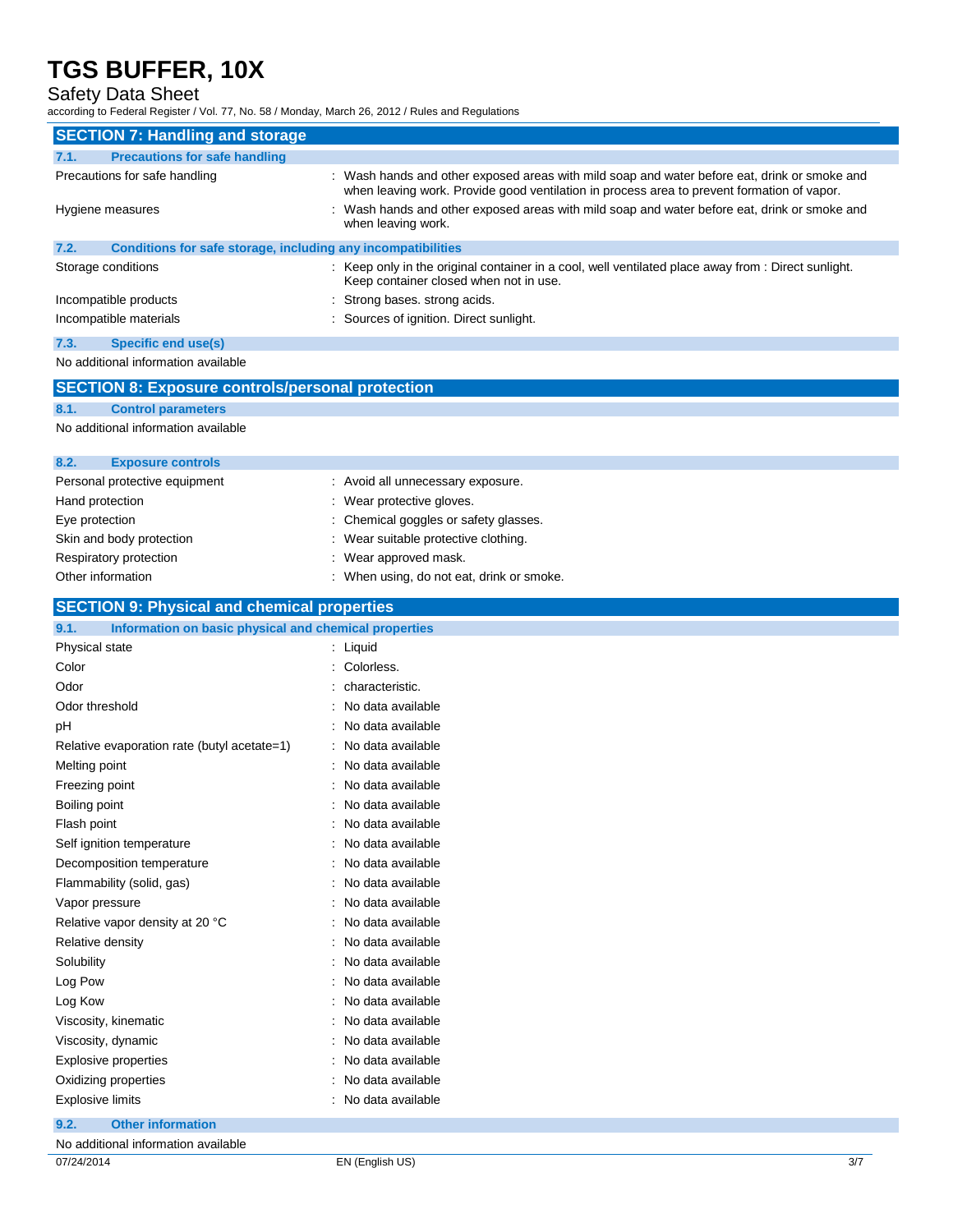## SECTION 7: Handling and storage

### 7.1. Precautions for safe handling

| | |
|---|---|
| Precautions for safe handling | : Wash hands and other exposed areas with mild soap and water before eat, drink or smoke and when leaving work. Provide good ventilation in process area to prevent formation of vapor. |
| Hygiene measures | : Wash hands and other exposed areas with mild soap and water before eat, drink or smoke and when leaving work. |

### 7.2. Conditions for safe storage, including any incompatibilities

| | |
|---|---|
| Storage conditions | : Keep only in the original container in a cool, well ventilated place away from : Direct sunlight. Keep container closed when not in use. |
| Incompatible products | : Strong bases. strong acids. |
| Incompatible materials | : Sources of ignition. Direct sunlight. |

### 7.3. Specific end use(s)

No additional information available

## SECTION 8: Exposure controls/personal protection

### 8.1. Control parameters

No additional information available

### 8.2. Exposure controls

| | |
|---|---|
| Personal protective equipment | : Avoid all unnecessary exposure. |
| Hand protection | : Wear protective gloves. |
| Eye protection | : Chemical goggles or safety glasses. |
| Skin and body protection | : Wear suitable protective clothing. |
| Respiratory protection | : Wear approved mask. |
| Other information | : When using, do not eat, drink or smoke. |

## SECTION 9: Physical and chemical properties

### 9.1. Information on basic physical and chemical properties

| | |
|---|---|
| Physical state | : Liquid |
| Color | : Colorless. |
| Odor | : characteristic. |
| Odor threshold | : No data available |
| pH | : No data available |
| Relative evaporation rate (butyl acetate=1) | : No data available |
| Melting point | : No data available |
| Freezing point | : No data available |
| Boiling point | : No data available |
| Flash point | : No data available |
| Self ignition temperature | : No data available |
| Decomposition temperature | : No data available |
| Flammability (solid, gas) | : No data available |
| Vapor pressure | : No data available |
| Relative vapor density at 20 °C | : No data available |
| Relative density | : No data available |
| Solubility | : No data available |
| Log Pow | : No data available |
| Log Kow | : No data available |
| Viscosity, kinematic | : No data available |
| Viscosity, dynamic | : No data available |
| Explosive properties | : No data available |
| Oxidizing properties | : No data available |
| Explosive limits | : No data available |

### 9.2. Other information

No additional information available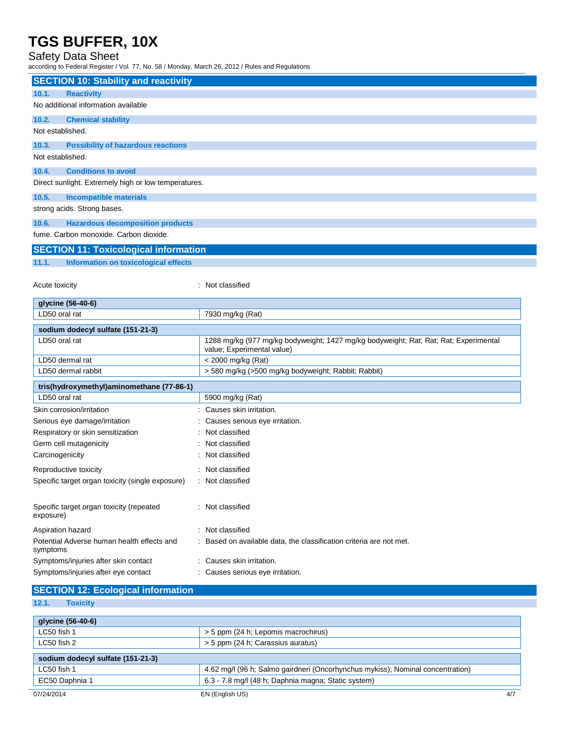## SECTION 10: Stability and reactivity

### 10.1. Reactivity

No additional information available

### 10.2. Chemical stability

Not established.

### 10.3. Possibility of hazardous reactions

Not established.

### 10.4. Conditions to avoid

Direct sunlight. Extremely high or low temperatures.

### 10.5. Incompatible materials

strong acids. Strong bases.

### 10.6. Hazardous decomposition products

fume. Carbon monoxide. Carbon dioxide.

## SECTION 11: Toxicological information

### 11.1. Information on toxicological effects

Acute toxicity : Not classified

| glycine (56-40-6) | |
|---|---|
| LD50 oral rat | 7930 mg/kg (Rat) |

| sodium dodecyl sulfate (151-21-3) | |
|---|---|
| LD50 oral rat | 1288 mg/kg (977 mg/kg bodyweight; 1427 mg/kg bodyweight; Rat; Rat; Rat; Experimental value; Experimental value) |
| LD50 dermal rat | < 2000 mg/kg (Rat) |
| LD50 dermal rabbit | > 580 mg/kg (>500 mg/kg bodyweight; Rabbit; Rabbit) |

| tris(hydroxymethyl)aminomethane (77-86-1) | |
|---|---|
| LD50 oral rat | 5900 mg/kg (Rat) |

Skin corrosion/irritation : Causes skin irritation.

Serious eye damage/irritation : Causes serious eye irritation.

Respiratory or skin sensitization : Not classified

Germ cell mutagenicity : Not classified

Carcinogenicity : Not classified

Reproductive toxicity : Not classified

Specific target organ toxicity (single exposure) : Not classified

Specific target organ toxicity (repeated exposure) : Not classified

Aspiration hazard : Not classified

Potential Adverse human health effects and symptoms : Based on available data, the classification criteria are not met.

Symptoms/injuries after skin contact : Causes skin irritation.

Symptoms/injuries after eye contact : Causes serious eye irritation.

## SECTION 12: Ecological information

### 12.1. Toxicity

| glycine (56-40-6) | |
|---|---|
| LC50 fish 1 | > 5 ppm (24 h; Lepomis macrochirus) |
| LC50 fish 2 | > 5 ppm (24 h; Carassius auratus) |

| sodium dodecyl sulfate (151-21-3) | |
|---|---|
| LC50 fish 1 | 4.62 mg/l (96 h; Salmo gairdneri (Oncorhynchus mykiss); Nominal concentration) |
| EC50 Daphnia 1 | 6.3 - 7.8 mg/l (48 h; Daphnia magna; Static system) |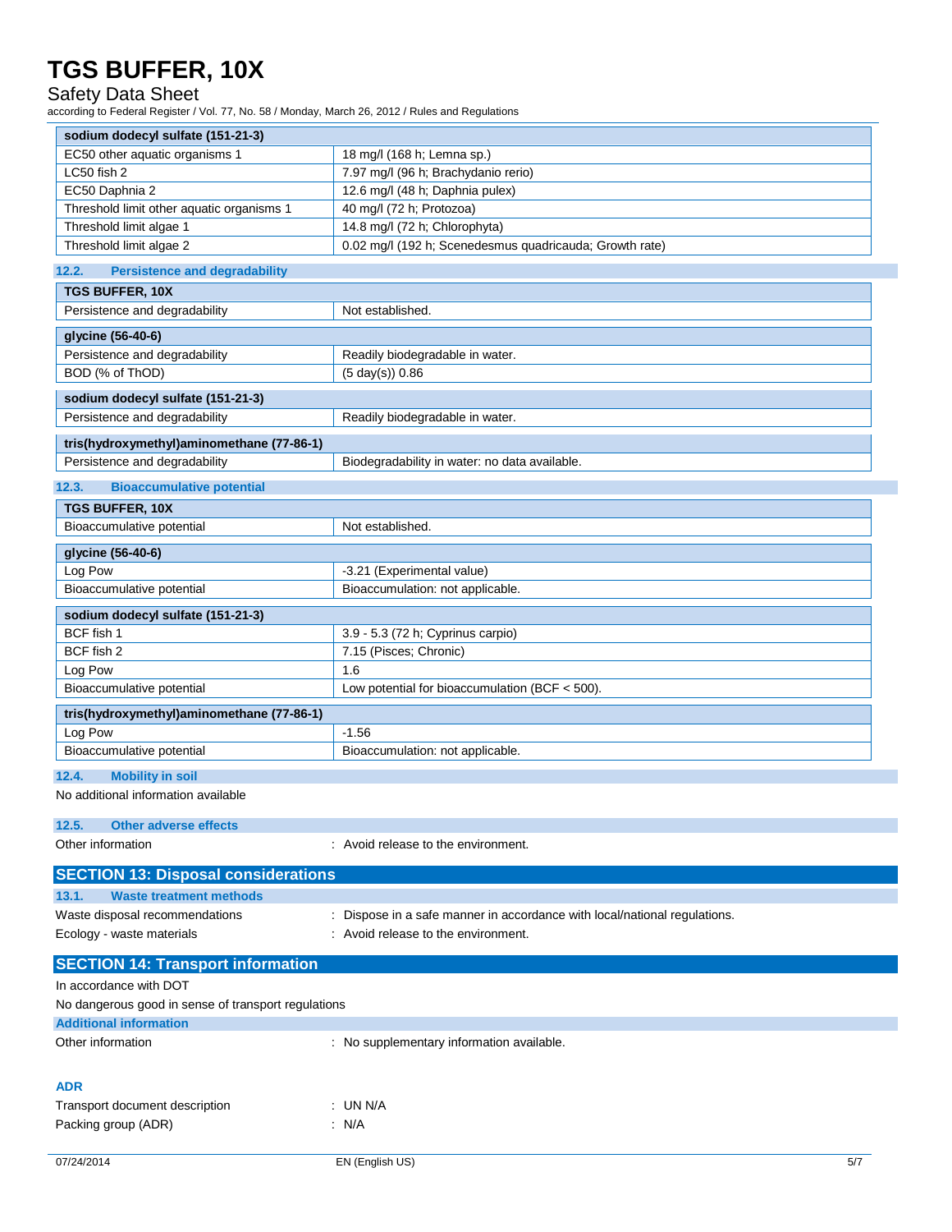| sodium dodecyl sulfate (151-21-3) | |
|---|---|
| EC50 other aquatic organisms 1 | 18 mg/l (168 h; Lemna sp.) |
| LC50 fish 2 | 7.97 mg/l (96 h; Brachydanio rerio) |
| EC50 Daphnia 2 | 12.6 mg/l (48 h; Daphnia pulex) |
| Threshold limit other aquatic organisms 1 | 40 mg/l (72 h; Protozoa) |
| Threshold limit algae 1 | 14.8 mg/l (72 h; Chlorophyta) |
| Threshold limit algae 2 | 0.02 mg/l (192 h; Scenedesmus quadricauda; Growth rate) |

### 12.2. Persistence and degradability

| TGS BUFFER, 10X | |
|---|---|
| Persistence and degradability | Not established. |

| glycine (56-40-6) | |
|---|---|
| Persistence and degradability | Readily biodegradable in water. |
| BOD (% of ThOD) | (5 day(s)) 0.86 |

| sodium dodecyl sulfate (151-21-3) | |
|---|---|
| Persistence and degradability | Readily biodegradable in water. |

| tris(hydroxymethyl)aminomethane (77-86-1) | |
|---|---|
| Persistence and degradability | Biodegradability in water: no data available. |

### 12.3. Bioaccumulative potential

| TGS BUFFER, 10X | |
|---|---|
| Bioaccumulative potential | Not established. |

| glycine (56-40-6) | |
|---|---|
| Log Pow | -3.21 (Experimental value) |
| Bioaccumulative potential | Bioaccumulation: not applicable. |

| sodium dodecyl sulfate (151-21-3) | |
|---|---|
| BCF fish 1 | 3.9 - 5.3 (72 h; Cyprinus carpio) |
| BCF fish 2 | 7.15 (Pisces; Chronic) |
| Log Pow | 1.6 |
| Bioaccumulative potential | Low potential for bioaccumulation (BCF < 500). |

| tris(hydroxymethyl)aminomethane (77-86-1) | |
|---|---|
| Log Pow | -1.56 |
| Bioaccumulative potential | Bioaccumulation: not applicable. |

### 12.4. Mobility in soil

No additional information available

### 12.5. Other adverse effects

Other information : Avoid release to the environment.

## SECTION 13: Disposal considerations

### 13.1. Waste treatment methods

Waste disposal recommendations : Dispose in a safe manner in accordance with local/national regulations.

Ecology - waste materials : Avoid release to the environment.

## SECTION 14: Transport information

In accordance with DOT

No dangerous good in sense of transport regulations

### Additional information

Other information : No supplementary information available.

### ADR

Transport document description : UN N/A

Packing group (ADR) : N/A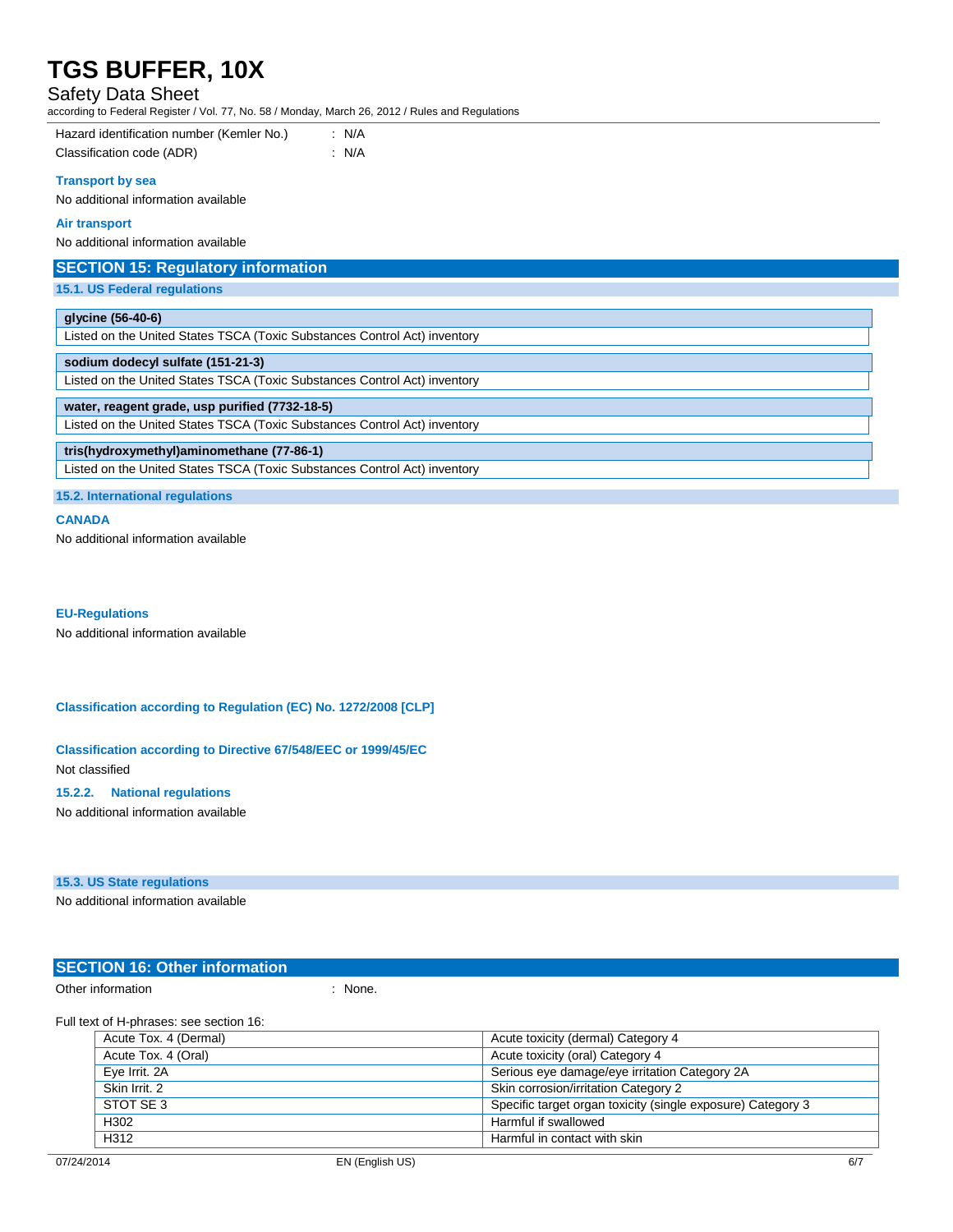Hazard identification number (Kemler No.) : N/A

Classification code (ADR) : N/A

#### Transport by sea

No additional information available

#### Air transport

No additional information available

## SECTION 15: Regulatory information

### 15.1. US Federal regulations

| glycine (56-40-6) |
|---|
| Listed on the United States TSCA (Toxic Substances Control Act) inventory |

| sodium dodecyl sulfate (151-21-3) |
|---|
| Listed on the United States TSCA (Toxic Substances Control Act) inventory |

| water, reagent grade, usp purified (7732-18-5) |
|---|
| Listed on the United States TSCA (Toxic Substances Control Act) inventory |

| tris(hydroxymethyl)aminomethane (77-86-1) |
|---|
| Listed on the United States TSCA (Toxic Substances Control Act) inventory |

### 15.2. International regulations

#### CANADA

No additional information available

#### EU-Regulations

No additional information available

#### Classification according to Regulation (EC) No. 1272/2008 [CLP]

#### Classification according to Directive 67/548/EEC or 1999/45/EC

Not classified

#### 15.2.2. National regulations

No additional information available

### 15.3. US State regulations

No additional information available

## SECTION 16: Other information

Other information : None.

Full text of H-phrases: see section 16:

| | |
|---|---|
| Acute Tox. 4 (Dermal) | Acute toxicity (dermal) Category 4 |
| Acute Tox. 4 (Oral) | Acute toxicity (oral) Category 4 |
| Eye Irrit. 2A | Serious eye damage/eye irritation Category 2A |
| Skin Irrit. 2 | Skin corrosion/irritation Category 2 |
| STOT SE 3 | Specific target organ toxicity (single exposure) Category 3 |
| H302 | Harmful if swallowed |
| H312 | Harmful in contact with skin |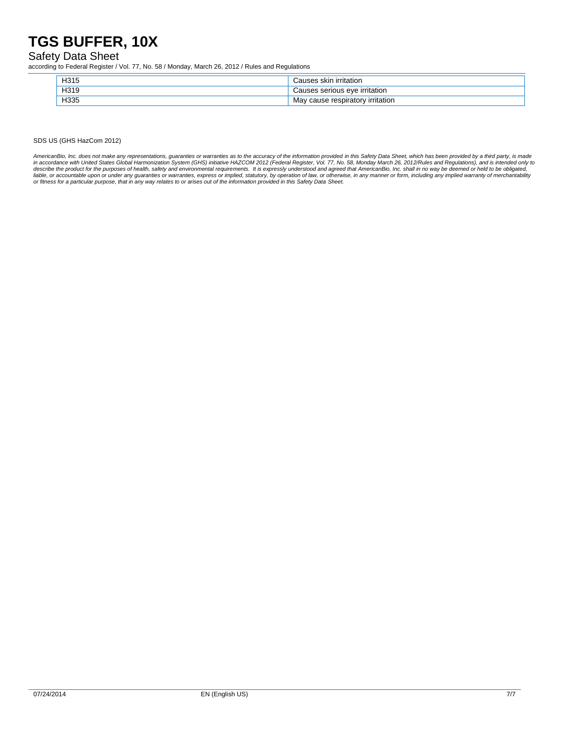| | |
|---|---|
| H315 | Causes skin irritation |
| H319 | Causes serious eye irritation |
| H335 | May cause respiratory irritation |

SDS US (GHS HazCom 2012)

*AmericanBio, Inc. does not make any representations, guaranties or warranties as to the accuracy of the information provided in this Safety Data Sheet, which has been provided by a third party, is made in accordance with United States Global Harmonization System (GHS) initiative HAZCOM 2012 (Federal Register, Vol. 77, No. 58, Monday March 26, 2012/Rules and Regulations), and is intended only to describe the product for the purposes of health, safety and environmental requirements. It is expressly understood and agreed that AmericanBio, Inc. shall in no way be deemed or held to be obligated, liable, or accountable upon or under any guaranties or warranties, express or implied, statutory, by operation of law, or otherwise, in any manner or form, including any implied warranty of merchantability or fitness for a particular purpose, that in any way relates to or arises out of the information provided in this Safety Data Sheet.*